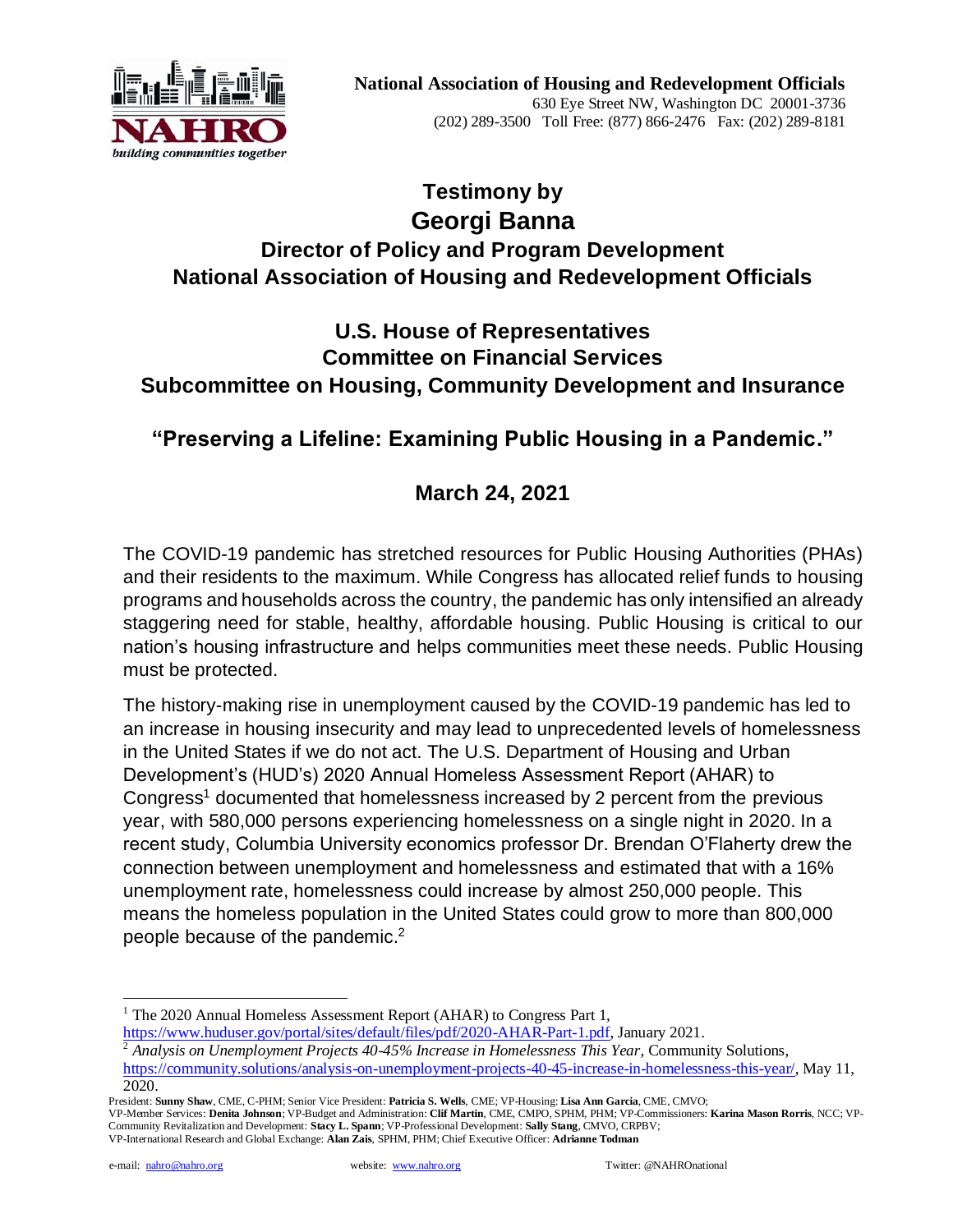**National Association of Housing and Redevelopment Officials**
630 Eye Street NW, Washington DC 20001-3736
(202) 289-3500 Toll Free: (877) 866-2476 Fax: (202) 289-8181

# Testimony by
# Georgi Banna
## Director of Policy and Program Development
## National Association of Housing and Redevelopment Officials

## U.S. House of Representatives
## Committee on Financial Services
## Subcommittee on Housing, Community Development and Insurance

## "Preserving a Lifeline: Examining Public Housing in a Pandemic."

## March 24, 2021

The COVID-19 pandemic has stretched resources for Public Housing Authorities (PHAs) and their residents to the maximum. While Congress has allocated relief funds to housing programs and households across the country, the pandemic has only intensified an already staggering need for stable, healthy, affordable housing. Public Housing is critical to our nation's housing infrastructure and helps communities meet these needs. Public Housing must be protected.

The history-making rise in unemployment caused by the COVID-19 pandemic has led to an increase in housing insecurity and may lead to unprecedented levels of homelessness in the United States if we do not act. The U.S. Department of Housing and Urban Development's (HUD's) 2020 Annual Homeless Assessment Report (AHAR) to Congress[1] documented that homelessness increased by 2 percent from the previous year, with 580,000 persons experiencing homelessness on a single night in 2020. In a recent study, Columbia University economics professor Dr. Brendan O'Flaherty drew the connection between unemployment and homelessness and estimated that with a 16% unemployment rate, homelessness could increase by almost 250,000 people. This means the homeless population in the United States could grow to more than 800,000 people because of the pandemic.[2]

---

[1] The 2020 Annual Homeless Assessment Report (AHAR) to Congress Part 1, https://www.huduser.gov/portal/sites/default/files/pdf/2020-AHAR-Part-1.pdf, January 2021.

[2] *Analysis on Unemployment Projects 40-45% Increase in Homelessness This Year*, Community Solutions, https://community.solutions/analysis-on-unemployment-projects-40-45-increase-in-homelessness-this-year/, May 11, 2020.

President: **Sunny Shaw**, CME, C-PHM; Senior Vice President: **Patricia S. Wells**, CME; VP-Housing: **Lisa Ann Garcia**, CME, CMVO; VP-Member Services: **Denita Johnson**; VP-Budget and Administration: **Clif Martin**, CME, CMPO, SPHM, PHM; VP-Commissioners: **Karina Mason Rorris**, NCC; VP-Community Revitalization and Development: **Stacy L. Spann**; VP-Professional Development: **Sally Stang**, CMVO, CRPBV; VP-International Research and Global Exchange: **Alan Zais**, SPHM, PHM; Chief Executive Officer: **Adrianne Todman**

e-mail: nahro@nahro.org website: www.nahro.org Twitter: @NAHROnational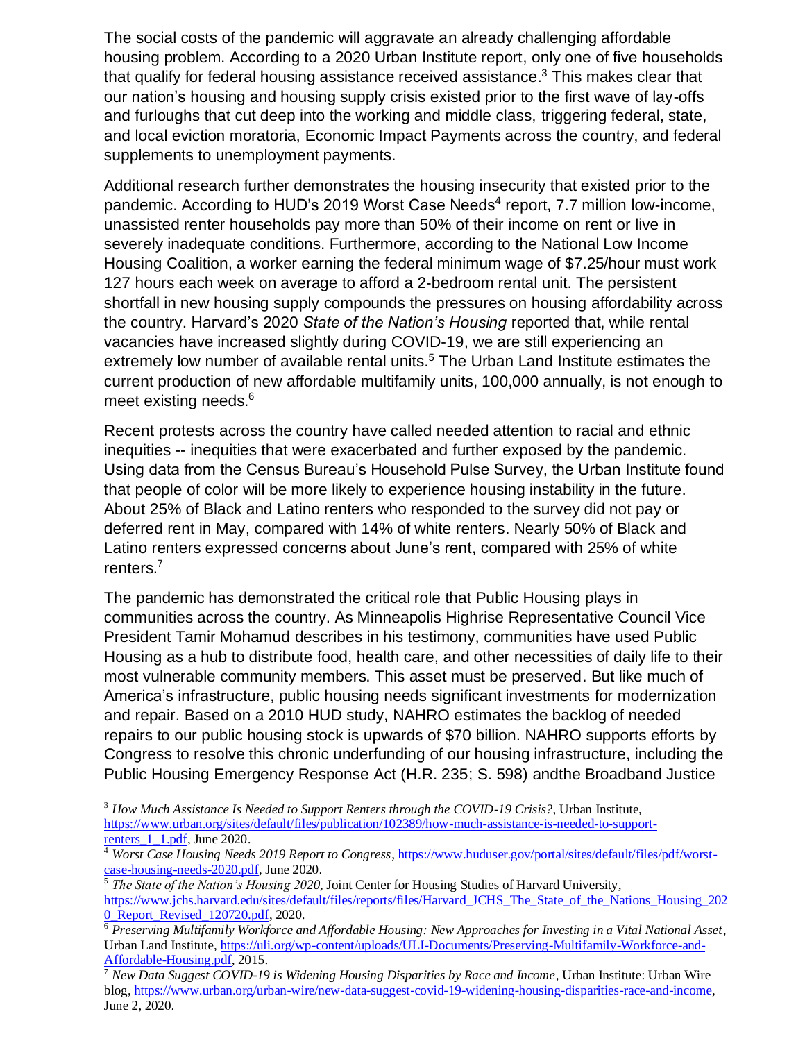The social costs of the pandemic will aggravate an already challenging affordable housing problem. According to a 2020 Urban Institute report, only one of five households that qualify for federal housing assistance received assistance.[3] This makes clear that our nation's housing and housing supply crisis existed prior to the first wave of lay-offs and furloughs that cut deep into the working and middle class, triggering federal, state, and local eviction moratoria, Economic Impact Payments across the country, and federal supplements to unemployment payments.

Additional research further demonstrates the housing insecurity that existed prior to the pandemic. According to HUD's 2019 Worst Case Needs[4] report, 7.7 million low-income, unassisted renter households pay more than 50% of their income on rent or live in severely inadequate conditions. Furthermore, according to the National Low Income Housing Coalition, a worker earning the federal minimum wage of $7.25/hour must work 127 hours each week on average to afford a 2-bedroom rental unit. The persistent shortfall in new housing supply compounds the pressures on housing affordability across the country. Harvard's 2020 *State of the Nation's Housing* reported that, while rental vacancies have increased slightly during COVID-19, we are still experiencing an extremely low number of available rental units.[5] The Urban Land Institute estimates the current production of new affordable multifamily units, 100,000 annually, is not enough to meet existing needs.[6]

Recent protests across the country have called needed attention to racial and ethnic inequities -- inequities that were exacerbated and further exposed by the pandemic. Using data from the Census Bureau's Household Pulse Survey, the Urban Institute found that people of color will be more likely to experience housing instability in the future. About 25% of Black and Latino renters who responded to the survey did not pay or deferred rent in May, compared with 14% of white renters. Nearly 50% of Black and Latino renters expressed concerns about June's rent, compared with 25% of white renters.[7]

The pandemic has demonstrated the critical role that Public Housing plays in communities across the country. As Minneapolis Highrise Representative Council Vice President Tamir Mohamud describes in his testimony, communities have used Public Housing as a hub to distribute food, health care, and other necessities of daily life to their most vulnerable community members. This asset must be preserved. But like much of America's infrastructure, public housing needs significant investments for modernization and repair. Based on a 2010 HUD study, NAHRO estimates the backlog of needed repairs to our public housing stock is upwards of $70 billion. NAHRO supports efforts by Congress to resolve this chronic underfunding of our housing infrastructure, including the Public Housing Emergency Response Act (H.R. 235; S. 598) andthe Broadband Justice

---

[3] *How Much Assistance Is Needed to Support Renters through the COVID-19 Crisis?*, Urban Institute, https://www.urban.org/sites/default/files/publication/102389/how-much-assistance-is-needed-to-support-renters_1_1.pdf, June 2020.

[4] *Worst Case Housing Needs 2019 Report to Congress*, https://www.huduser.gov/portal/sites/default/files/pdf/worst-case-housing-needs-2020.pdf, June 2020.

[5] *The State of the Nation's Housing 2020*, Joint Center for Housing Studies of Harvard University, https://www.jchs.harvard.edu/sites/default/files/reports/files/Harvard_JCHS_The_State_of_the_Nations_Housing_2020_Report_Revised_120720.pdf, 2020.

[6] *Preserving Multifamily Workforce and Affordable Housing: New Approaches for Investing in a Vital National Asset*, Urban Land Institute, https://uli.org/wp-content/uploads/ULI-Documents/Preserving-Multifamily-Workforce-and-Affordable-Housing.pdf, 2015.

[7] *New Data Suggest COVID-19 is Widening Housing Disparities by Race and Income*, Urban Institute: Urban Wire blog, https://www.urban.org/urban-wire/new-data-suggest-covid-19-widening-housing-disparities-race-and-income, June 2, 2020.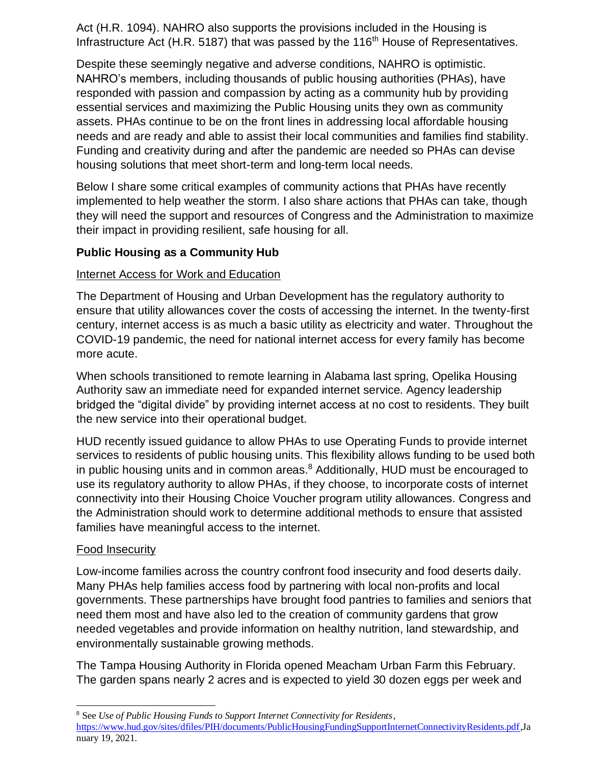Act (H.R. 1094). NAHRO also supports the provisions included in the Housing is Infrastructure Act (H.R. 5187) that was passed by the 116th House of Representatives.

Despite these seemingly negative and adverse conditions, NAHRO is optimistic. NAHRO's members, including thousands of public housing authorities (PHAs), have responded with passion and compassion by acting as a community hub by providing essential services and maximizing the Public Housing units they own as community assets. PHAs continue to be on the front lines in addressing local affordable housing needs and are ready and able to assist their local communities and families find stability. Funding and creativity during and after the pandemic are needed so PHAs can devise housing solutions that meet short-term and long-term local needs.

Below I share some critical examples of community actions that PHAs have recently implemented to help weather the storm. I also share actions that PHAs can take, though they will need the support and resources of Congress and the Administration to maximize their impact in providing resilient, safe housing for all.

**Public Housing as a Community Hub**

Internet Access for Work and Education

The Department of Housing and Urban Development has the regulatory authority to ensure that utility allowances cover the costs of accessing the internet. In the twenty-first century, internet access is as much a basic utility as electricity and water. Throughout the COVID-19 pandemic, the need for national internet access for every family has become more acute.

When schools transitioned to remote learning in Alabama last spring, Opelika Housing Authority saw an immediate need for expanded internet service. Agency leadership bridged the "digital divide" by providing internet access at no cost to residents. They built the new service into their operational budget.

HUD recently issued guidance to allow PHAs to use Operating Funds to provide internet services to residents of public housing units. This flexibility allows funding to be used both in public housing units and in common areas.[8] Additionally, HUD must be encouraged to use its regulatory authority to allow PHAs, if they choose, to incorporate costs of internet connectivity into their Housing Choice Voucher program utility allowances. Congress and the Administration should work to determine additional methods to ensure that assisted families have meaningful access to the internet.

Food Insecurity

Low-income families across the country confront food insecurity and food deserts daily. Many PHAs help families access food by partnering with local non-profits and local governments. These partnerships have brought food pantries to families and seniors that need them most and have also led to the creation of community gardens that grow needed vegetables and provide information on healthy nutrition, land stewardship, and environmentally sustainable growing methods.

The Tampa Housing Authority in Florida opened Meacham Urban Farm this February. The garden spans nearly 2 acres and is expected to yield 30 dozen eggs per week and

---

[8] See *Use of Public Housing Funds to Support Internet Connectivity for Residents*, https://www.hud.gov/sites/dfiles/PIH/documents/PublicHousingFundingSupportInternetConnectivityResidents.pdf, January 19, 2021.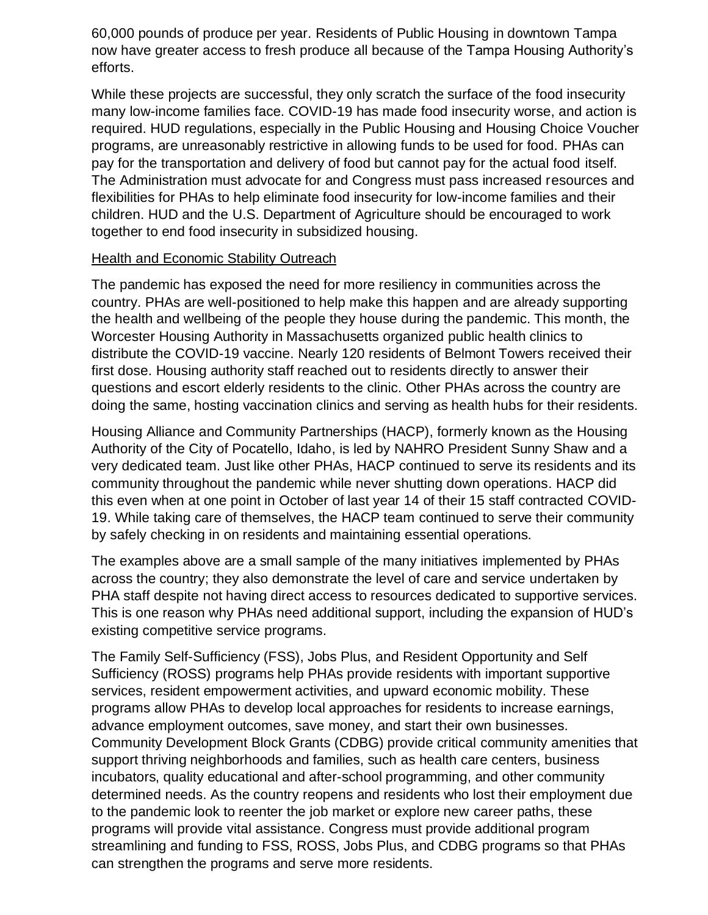60,000 pounds of produce per year. Residents of Public Housing in downtown Tampa now have greater access to fresh produce all because of the Tampa Housing Authority's efforts.

While these projects are successful, they only scratch the surface of the food insecurity many low-income families face. COVID-19 has made food insecurity worse, and action is required. HUD regulations, especially in the Public Housing and Housing Choice Voucher programs, are unreasonably restrictive in allowing funds to be used for food. PHAs can pay for the transportation and delivery of food but cannot pay for the actual food itself. The Administration must advocate for and Congress must pass increased resources and flexibilities for PHAs to help eliminate food insecurity for low-income families and their children. HUD and the U.S. Department of Agriculture should be encouraged to work together to end food insecurity in subsidized housing.

Health and Economic Stability Outreach

The pandemic has exposed the need for more resiliency in communities across the country. PHAs are well-positioned to help make this happen and are already supporting the health and wellbeing of the people they house during the pandemic. This month, the Worcester Housing Authority in Massachusetts organized public health clinics to distribute the COVID-19 vaccine. Nearly 120 residents of Belmont Towers received their first dose. Housing authority staff reached out to residents directly to answer their questions and escort elderly residents to the clinic. Other PHAs across the country are doing the same, hosting vaccination clinics and serving as health hubs for their residents.

Housing Alliance and Community Partnerships (HACP), formerly known as the Housing Authority of the City of Pocatello, Idaho, is led by NAHRO President Sunny Shaw and a very dedicated team. Just like other PHAs, HACP continued to serve its residents and its community throughout the pandemic while never shutting down operations. HACP did this even when at one point in October of last year 14 of their 15 staff contracted COVID-19. While taking care of themselves, the HACP team continued to serve their community by safely checking in on residents and maintaining essential operations.

The examples above are a small sample of the many initiatives implemented by PHAs across the country; they also demonstrate the level of care and service undertaken by PHA staff despite not having direct access to resources dedicated to supportive services. This is one reason why PHAs need additional support, including the expansion of HUD's existing competitive service programs.

The Family Self-Sufficiency (FSS), Jobs Plus, and Resident Opportunity and Self Sufficiency (ROSS) programs help PHAs provide residents with important supportive services, resident empowerment activities, and upward economic mobility. These programs allow PHAs to develop local approaches for residents to increase earnings, advance employment outcomes, save money, and start their own businesses. Community Development Block Grants (CDBG) provide critical community amenities that support thriving neighborhoods and families, such as health care centers, business incubators, quality educational and after-school programming, and other community determined needs. As the country reopens and residents who lost their employment due to the pandemic look to reenter the job market or explore new career paths, these programs will provide vital assistance. Congress must provide additional program streamlining and funding to FSS, ROSS, Jobs Plus, and CDBG programs so that PHAs can strengthen the programs and serve more residents.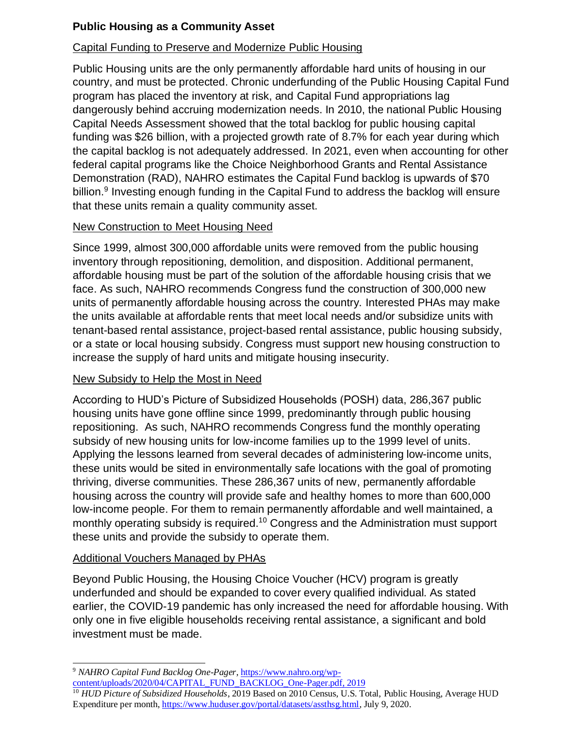## Public Housing as a Community Asset

### Capital Funding to Preserve and Modernize Public Housing

Public Housing units are the only permanently affordable hard units of housing in our country, and must be protected. Chronic underfunding of the Public Housing Capital Fund program has placed the inventory at risk, and Capital Fund appropriations lag dangerously behind accruing modernization needs. In 2010, the national Public Housing Capital Needs Assessment showed that the total backlog for public housing capital funding was $26 billion, with a projected growth rate of 8.7% for each year during which the capital backlog is not adequately addressed. In 2021, even when accounting for other federal capital programs like the Choice Neighborhood Grants and Rental Assistance Demonstration (RAD), NAHRO estimates the Capital Fund backlog is upwards of $70 billion.[9] Investing enough funding in the Capital Fund to address the backlog will ensure that these units remain a quality community asset.

### New Construction to Meet Housing Need

Since 1999, almost 300,000 affordable units were removed from the public housing inventory through repositioning, demolition, and disposition. Additional permanent, affordable housing must be part of the solution of the affordable housing crisis that we face. As such, NAHRO recommends Congress fund the construction of 300,000 new units of permanently affordable housing across the country. Interested PHAs may make the units available at affordable rents that meet local needs and/or subsidize units with tenant-based rental assistance, project-based rental assistance, public housing subsidy, or a state or local housing subsidy. Congress must support new housing construction to increase the supply of hard units and mitigate housing insecurity.

### New Subsidy to Help the Most in Need

According to HUD's Picture of Subsidized Households (POSH) data, 286,367 public housing units have gone offline since 1999, predominantly through public housing repositioning. As such, NAHRO recommends Congress fund the monthly operating subsidy of new housing units for low-income families up to the 1999 level of units. Applying the lessons learned from several decades of administering low-income units, these units would be sited in environmentally safe locations with the goal of promoting thriving, diverse communities. These 286,367 units of new, permanently affordable housing across the country will provide safe and healthy homes to more than 600,000 low-income people. For them to remain permanently affordable and well maintained, a monthly operating subsidy is required.[10] Congress and the Administration must support these units and provide the subsidy to operate them.

### Additional Vouchers Managed by PHAs

Beyond Public Housing, the Housing Choice Voucher (HCV) program is greatly underfunded and should be expanded to cover every qualified individual. As stated earlier, the COVID-19 pandemic has only increased the need for affordable housing. With only one in five eligible households receiving rental assistance, a significant and bold investment must be made.

---

[9] *NAHRO Capital Fund Backlog One-Pager*, https://www.nahro.org/wp-content/uploads/2020/04/CAPITAL_FUND_BACKLOG_One-Pager.pdf, 2019

[10] *HUD Picture of Subsidized Households*, 2019 Based on 2010 Census, U.S. Total, Public Housing, Average HUD Expenditure per month, https://www.huduser.gov/portal/datasets/assthsg.html, July 9, 2020.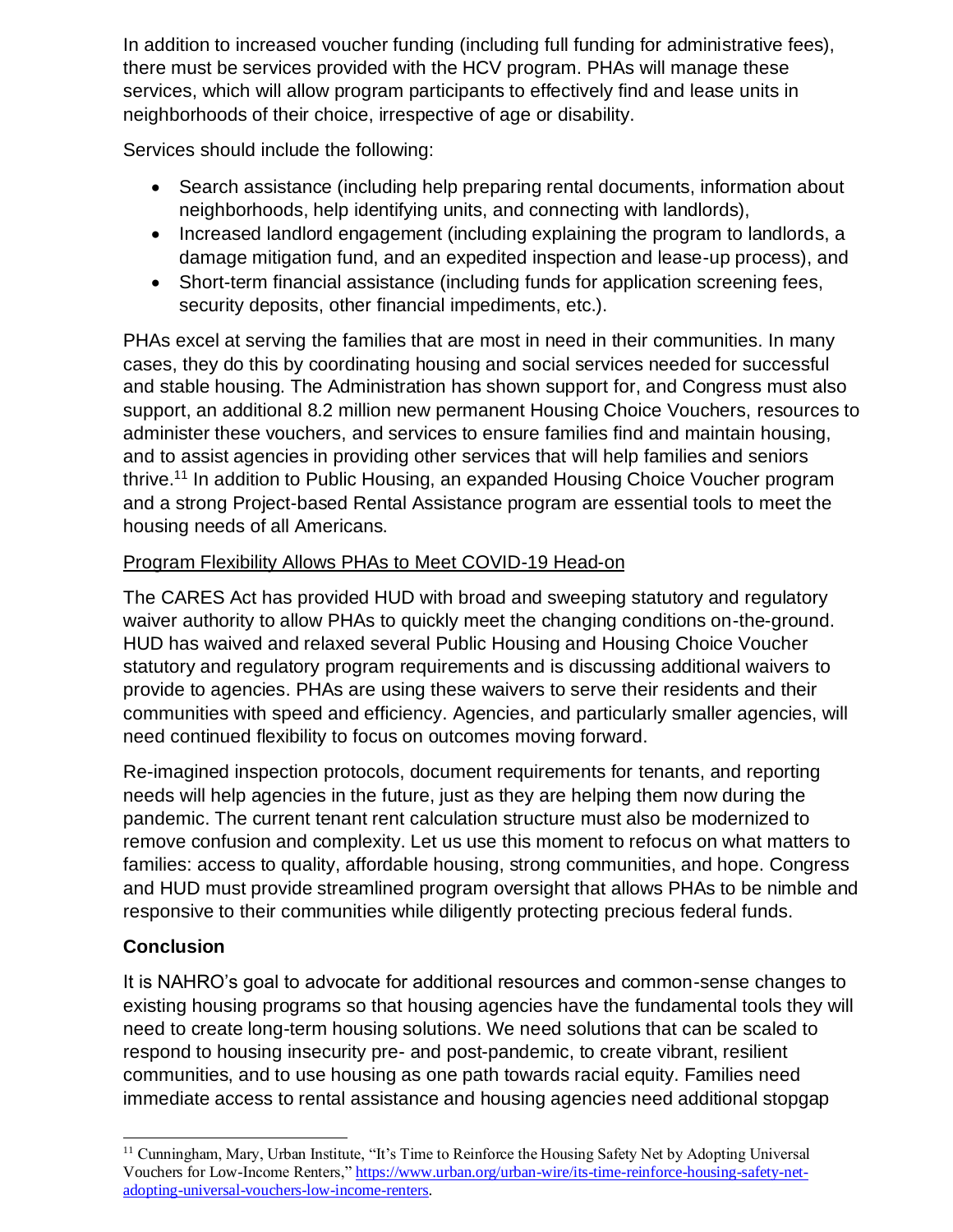In addition to increased voucher funding (including full funding for administrative fees), there must be services provided with the HCV program. PHAs will manage these services, which will allow program participants to effectively find and lease units in neighborhoods of their choice, irrespective of age or disability.

Services should include the following:

- Search assistance (including help preparing rental documents, information about neighborhoods, help identifying units, and connecting with landlords),
- Increased landlord engagement (including explaining the program to landlords, a damage mitigation fund, and an expedited inspection and lease-up process), and
- Short-term financial assistance (including funds for application screening fees, security deposits, other financial impediments, etc.).

PHAs excel at serving the families that are most in need in their communities. In many cases, they do this by coordinating housing and social services needed for successful and stable housing. The Administration has shown support for, and Congress must also support, an additional 8.2 million new permanent Housing Choice Vouchers, resources to administer these vouchers, and services to ensure families find and maintain housing, and to assist agencies in providing other services that will help families and seniors thrive.[11] In addition to Public Housing, an expanded Housing Choice Voucher program and a strong Project-based Rental Assistance program are essential tools to meet the housing needs of all Americans.

<u>Program Flexibility Allows PHAs to Meet COVID-19 Head-on</u>

The CARES Act has provided HUD with broad and sweeping statutory and regulatory waiver authority to allow PHAs to quickly meet the changing conditions on-the-ground. HUD has waived and relaxed several Public Housing and Housing Choice Voucher statutory and regulatory program requirements and is discussing additional waivers to provide to agencies. PHAs are using these waivers to serve their residents and their communities with speed and efficiency. Agencies, and particularly smaller agencies, will need continued flexibility to focus on outcomes moving forward.

Re-imagined inspection protocols, document requirements for tenants, and reporting needs will help agencies in the future, just as they are helping them now during the pandemic. The current tenant rent calculation structure must also be modernized to remove confusion and complexity. Let us use this moment to refocus on what matters to families: access to quality, affordable housing, strong communities, and hope. Congress and HUD must provide streamlined program oversight that allows PHAs to be nimble and responsive to their communities while diligently protecting precious federal funds.

**Conclusion**

It is NAHRO's goal to advocate for additional resources and common-sense changes to existing housing programs so that housing agencies have the fundamental tools they will need to create long-term housing solutions. We need solutions that can be scaled to respond to housing insecurity pre- and post-pandemic, to create vibrant, resilient communities, and to use housing as one path towards racial equity. Families need immediate access to rental assistance and housing agencies need additional stopgap

---

[11] Cunningham, Mary, Urban Institute, "It's Time to Reinforce the Housing Safety Net by Adopting Universal Vouchers for Low-Income Renters," https://www.urban.org/urban-wire/its-time-reinforce-housing-safety-net-adopting-universal-vouchers-low-income-renters.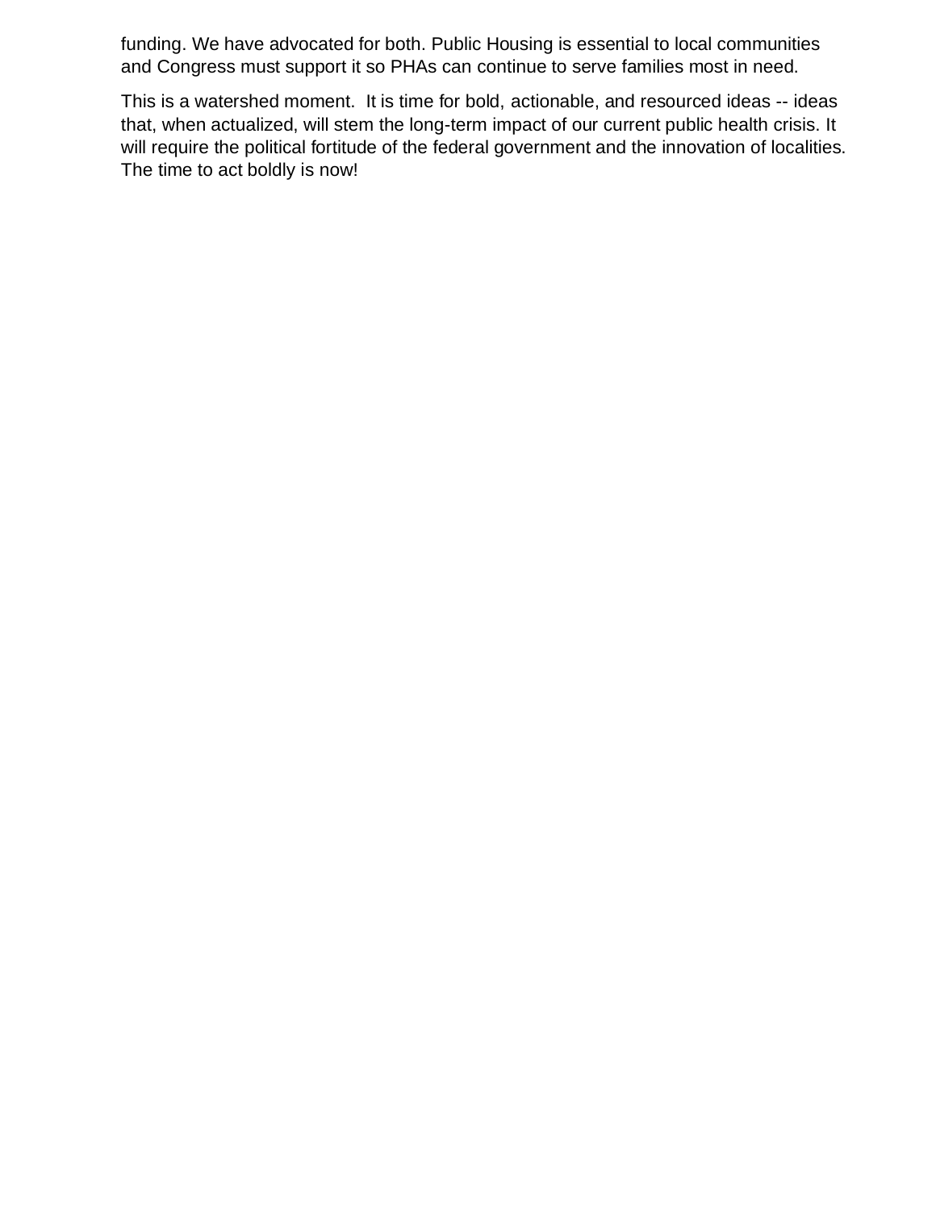funding. We have advocated for both. Public Housing is essential to local communities and Congress must support it so PHAs can continue to serve families most in need.

This is a watershed moment. It is time for bold, actionable, and resourced ideas -- ideas that, when actualized, will stem the long-term impact of our current public health crisis. It will require the political fortitude of the federal government and the innovation of localities. The time to act boldly is now!